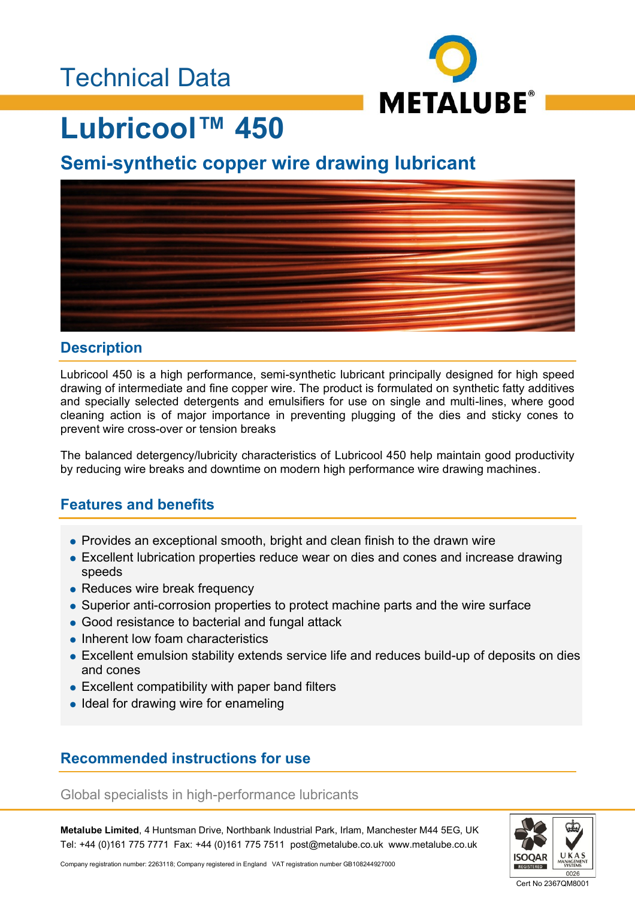Technical Data

METALUBE®

# Lubricool™ 450

## Semi-synthetic copper wire drawing lubricant

## Description

Lubricool 450 is a high performance, semi-synthetic lubricant principally designed for high speed drawing of intermediate and fine copper wire. The product is formulated on synthetic fatty additives and specially selected detergents and emulsifiers for use on single and multi-lines, where good cleaning action is of major importance in preventing plugging of the dies and sticky cones to prevent wire cross-over or tension breaks

The balanced detergency/lubricity characteristics of Lubricool 450 help maintain good productivity by reducing wire breaks and downtime on modern high performance wire drawing machines.

## Features and benefits

- Provides an exceptional smooth, bright and clean finish to the drawn wire
- Excellent lubrication properties reduce wear on dies and cones and increase drawing speeds
- Reduces wire break frequency
- Superior anti-corrosion properties to protect machine parts and the wire surface
- Good resistance to bacterial and fungal attack
- Inherent low foam characteristics
- Excellent emulsion stability extends service life and reduces build-up of deposits on dies and cones
- Excellent compatibility with paper band filters
- Ideal for drawing wire for enameling

## Recommended instructions for use

Global specialists in high-performance lubricants

**Metalube Limited**, 4 Huntsman Drive, Northbank Industrial Park, Irlam, Manchester M44 5EG, UK
Tel: +44 (0)161 775 7771 Fax: +44 (0)161 775 7511 post@metalube.co.uk www.metalube.co.uk

Company registration number: 2263118; Company registered in England VAT registration number GB108244927000

ISOQAR REGISTERED UKAS MANAGEMENT SYSTEMS 0026
Cert No 2367QM8001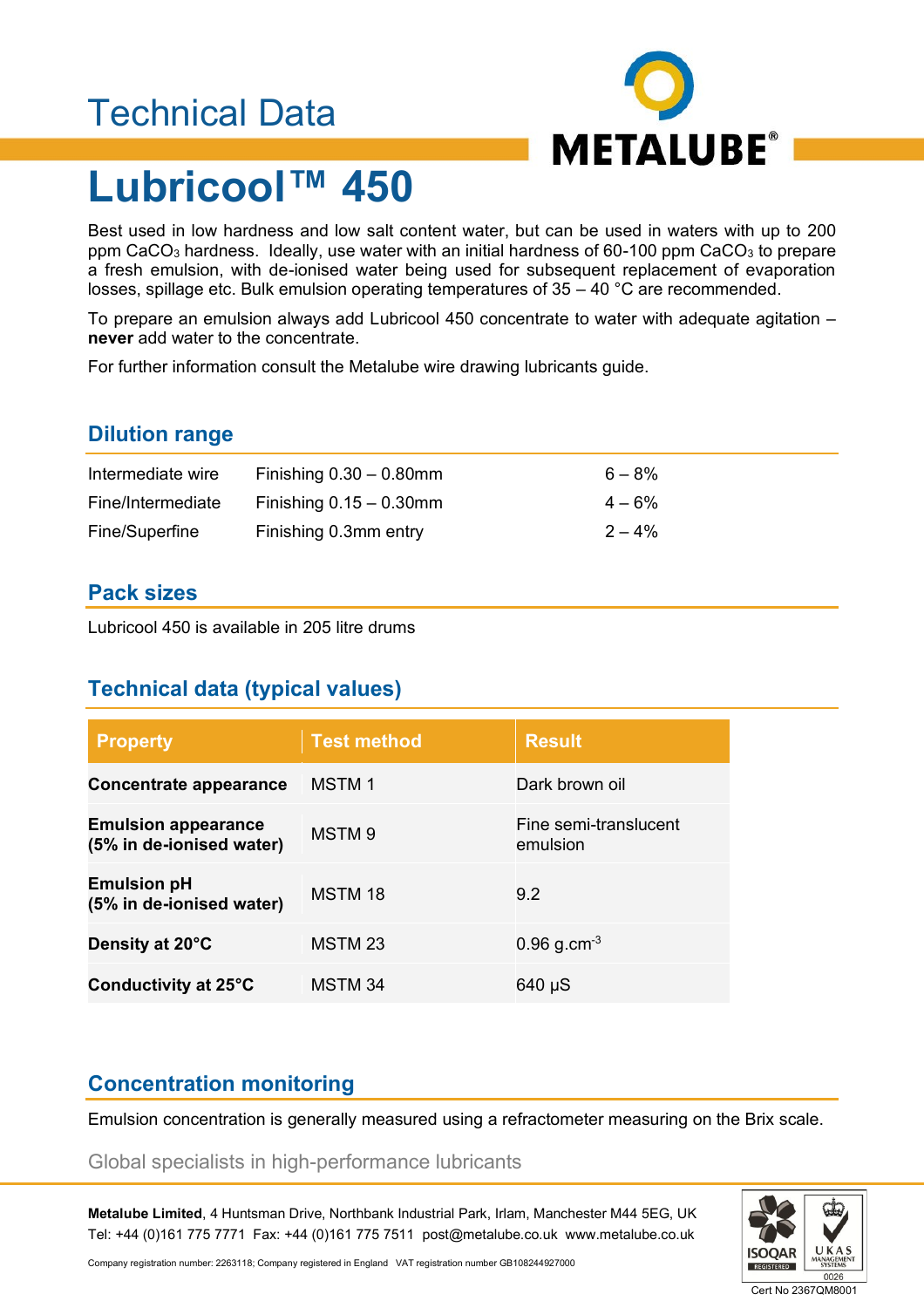Technical Data

# Lubricool™ 450

Best used in low hardness and low salt content water, but can be used in waters with up to 200 ppm $CaCO_3$ hardness. Ideally, use water with an initial hardness of 60-100 ppm $CaCO_3$ to prepare a fresh emulsion, with de-ionised water being used for subsequent replacement of evaporation losses, spillage etc. Bulk emulsion operating temperatures of 35 – 40 °C are recommended.

To prepare an emulsion always add Lubricool 450 concentrate to water with adequate agitation – **never** add water to the concentrate.

For further information consult the Metalube wire drawing lubricants guide.

## Dilution range

| | | |
|---|---|---|
| Intermediate wire | Finishing 0.30 – 0.80mm | 6 – 8% |
| Fine/Intermediate | Finishing 0.15 – 0.30mm | 4 – 6% |
| Fine/Superfine | Finishing 0.3mm entry | 2 – 4% |

## Pack sizes

Lubricool 450 is available in 205 litre drums

## Technical data (typical values)

| Property | Test method | Result |
|---|---|---|
| **Concentrate appearance** | MSTM 1 | Dark brown oil |
| **Emulsion appearance (5% in de-ionised water)** | MSTM 9 | Fine semi-translucent emulsion |
| **Emulsion pH (5% in de-ionised water)** | MSTM 18 | 9.2 |
| **Density at 20°C** | MSTM 23 | 0.96 $g.cm^{-3}$ |
| **Conductivity at 25°C** | MSTM 34 | 640 μS |

## Concentration monitoring

Emulsion concentration is generally measured using a refractometer measuring on the Brix scale.

Global specialists in high-performance lubricants

**Metalube Limited**, 4 Huntsman Drive, Northbank Industrial Park, Irlam, Manchester M44 5EG, UK
Tel: +44 (0)161 775 7771 Fax: +44 (0)161 775 7511 post@metalube.co.uk www.metalube.co.uk

Company registration number: 2263118; Company registered in England VAT registration number GB108244927000

Cert No 2367QM8001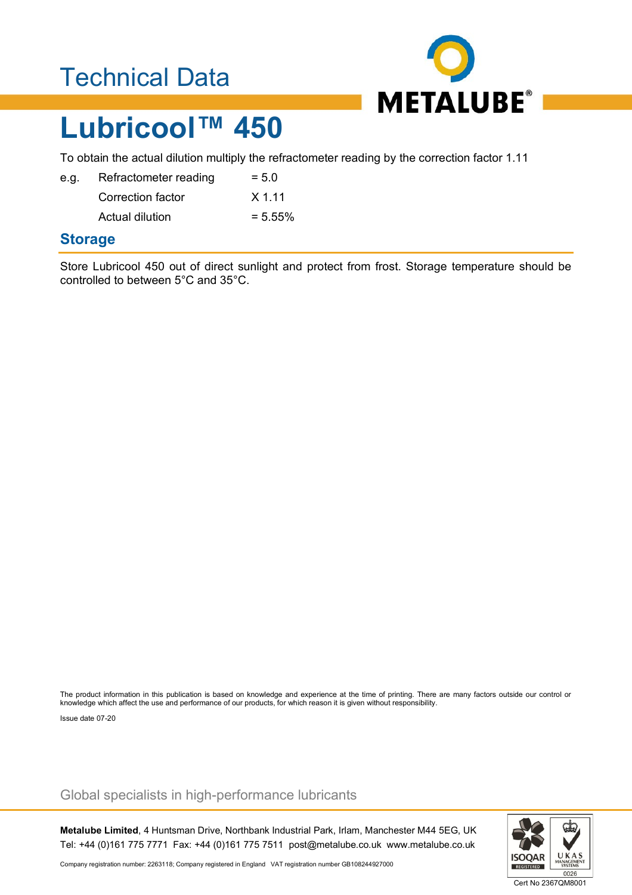# Technical Data

# Lubricool™ 450

To obtain the actual dilution multiply the refractometer reading by the correction factor 1.11

| | | |
|---|---|---|
| e.g. | Refractometer reading | = 5.0 |
| | Correction factor | X 1.11 |
| | Actual dilution | = 5.55% |

## Storage

Store Lubricool 450 out of direct sunlight and protect from frost. Storage temperature should be controlled to between 5°C and 35°C.

The product information in this publication is based on knowledge and experience at the time of printing. There are many factors outside our control or knowledge which affect the use and performance of our products, for which reason it is given without responsibility.

Issue date 07-20

Global specialists in high-performance lubricants

**Metalube Limited**, 4 Huntsman Drive, Northbank Industrial Park, Irlam, Manchester M44 5EG, UK
Tel: +44 (0)161 775 7771 Fax: +44 (0)161 775 7511 post@metalube.co.uk www.metalube.co.uk

Company registration number: 2263118; Company registered in England VAT registration number GB108244927000

Cert No 2367QM8001